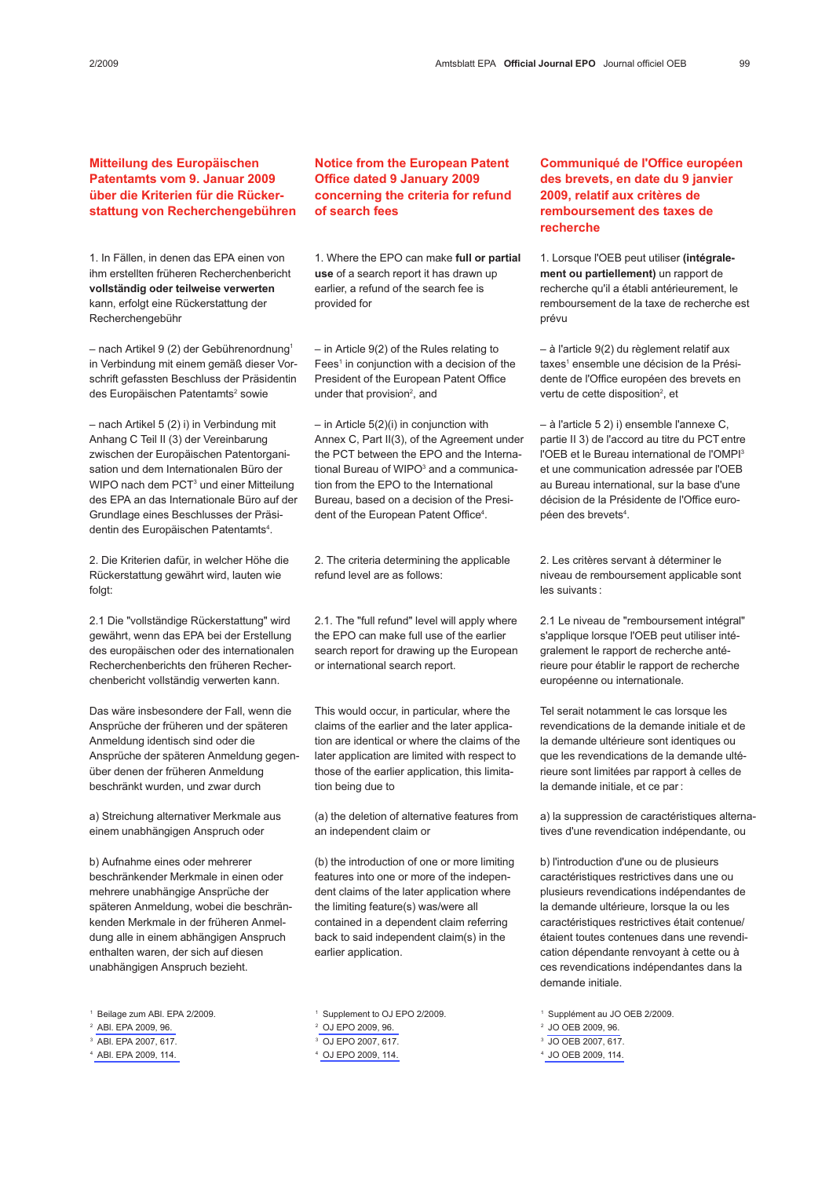## Mitteilung des Europäischen Patentamts vom 9. Januar 2009 über die Kriterien für die Rückerstattung von Recherchengebühren

1. In Fällen, in denen das EPA einen von ihm erstellten früheren Recherchenbericht **vollständig oder teilweise verwerten** kann, erfolgt eine Rückerstattung der Recherchengebühr

– nach Artikel 9 (2) der Gebührenordnung[1] in Verbindung mit einem gemäß dieser Vorschrift gefassten Beschluss der Präsidentin des Europäischen Patentamts[2] sowie

– nach Artikel 5 (2) i) in Verbindung mit Anhang C Teil II (3) der Vereinbarung zwischen der Europäischen Patentorganisation und dem Internationalen Büro der WIPO nach dem PCT[3] und einer Mitteilung des EPA an das Internationale Büro auf der Grundlage eines Beschlusses der Präsidentin des Europäischen Patentamts[4].

2. Die Kriterien dafür, in welcher Höhe die Rückerstattung gewährt wird, lauten wie folgt:

2.1 Die "vollständige Rückerstattung" wird gewährt, wenn das EPA bei der Erstellung des europäischen oder des internationalen Recherchenberichts den früheren Recherchenbericht vollständig verwerten kann.

Das wäre insbesondere der Fall, wenn die Ansprüche der früheren und der späteren Anmeldung identisch sind oder die Ansprüche der späteren Anmeldung gegenüber denen der früheren Anmeldung beschränkt wurden, und zwar durch

a) Streichung alternativer Merkmale aus einem unabhängigen Anspruch oder

b) Aufnahme eines oder mehrerer beschränkender Merkmale in einen oder mehrere unabhängige Ansprüche der späteren Anmeldung, wobei die beschränkenden Merkmale in der früheren Anmeldung alle in einem abhängigen Anspruch enthalten waren, der sich auf diesen unabhängigen Anspruch bezieht.

[1] Beilage zum ABl. EPA 2/2009.
[2] ABl. EPA 2009, 96.
[3] ABl. EPA 2007, 617.
[4] ABl. EPA 2009, 114.

## Notice from the European Patent Office dated 9 January 2009 concerning the criteria for refund of search fees

1. Where the EPO can make **full or partial use** of a search report it has drawn up earlier, a refund of the search fee is provided for

– in Article 9(2) of the Rules relating to Fees[1] in conjunction with a decision of the President of the European Patent Office under that provision[2], and

– in Article 5(2)(i) in conjunction with Annex C, Part II(3), of the Agreement under the PCT between the EPO and the International Bureau of WIPO[3] and a communication from the EPO to the International Bureau, based on a decision of the President of the European Patent Office[4].

2. The criteria determining the applicable refund level are as follows:

2.1. The "full refund" level will apply where the EPO can make full use of the earlier search report for drawing up the European or international search report.

This would occur, in particular, where the claims of the earlier and the later application are identical or where the claims of the later application are limited with respect to those of the earlier application, this limitation being due to

(a) the deletion of alternative features from an independent claim or

(b) the introduction of one or more limiting features into one or more of the independent claims of the later application where the limiting feature(s) was/were all contained in a dependent claim referring back to said independent claim(s) in the earlier application.

[1] Supplement to OJ EPO 2/2009.
[2] OJ EPO 2009, 96.
[3] OJ EPO 2007, 617.
[4] OJ EPO 2009, 114.

## Communiqué de l'Office européen des brevets, en date du 9 janvier 2009, relatif aux critères de remboursement des taxes de recherche

1. Lorsque l'OEB peut utiliser **(intégralement ou partiellement)** un rapport de recherche qu'il a établi antérieurement, le remboursement de la taxe de recherche est prévu

– à l'article 9(2) du règlement relatif aux taxes[1] ensemble une décision de la Présidente de l'Office européen des brevets en vertu de cette disposition[2], et

– à l'article 5 2) i) ensemble l'annexe C, partie II 3) de l'accord au titre du PCT entre l'OEB et le Bureau international de l'OMPI[3] et une communication adressée par l'OEB au Bureau international, sur la base d'une décision de la Présidente de l'Office européen des brevets[4].

2. Les critères servant à déterminer le niveau de remboursement applicable sont les suivants :

2.1 Le niveau de "remboursement intégral" s'applique lorsque l'OEB peut utiliser intégralement le rapport de recherche antérieure pour établir le rapport de recherche européenne ou internationale.

Tel serait notamment le cas lorsque les revendications de la demande initiale et de la demande ultérieure sont identiques ou que les revendications de la demande ultérieure sont limitées par rapport à celles de la demande initiale, et ce par :

a) la suppression de caractéristiques alternatives d'une revendication indépendante, ou

b) l'introduction d'une ou de plusieurs caractéristiques restrictives dans une ou plusieurs revendications indépendantes de la demande ultérieure, lorsque la ou les caractéristiques restrictives était contenue/étaient toutes contenues dans une revendication dépendante renvoyant à cette ou à ces revendications indépendantes dans la demande initiale.

[1] Supplément au JO OEB 2/2009.
[2] JO OEB 2009, 96.
[3] JO OEB 2007, 617.
[4] JO OEB 2009, 114.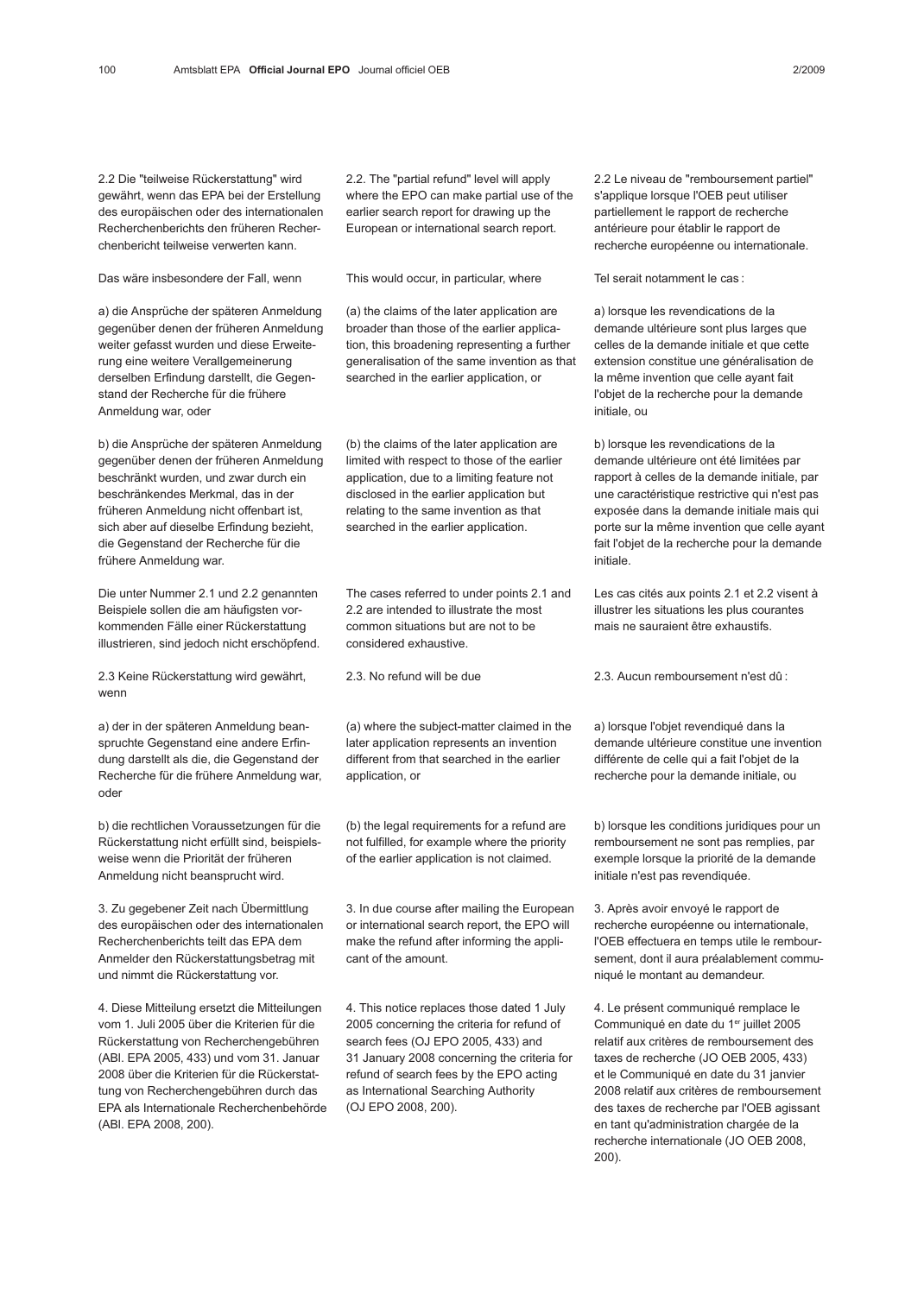2.2 Die "teilweise Rückerstattung" wird gewährt, wenn das EPA bei der Erstellung des europäischen oder des internationalen Recherchenberichts den früheren Recherchenbericht teilweise verwerten kann.

Das wäre insbesondere der Fall, wenn

a) die Ansprüche der späteren Anmeldung gegenüber denen der früheren Anmeldung weiter gefasst wurden und diese Erweiterung eine weitere Verallgemeinerung derselben Erfindung darstellt, die Gegenstand der Recherche für die frühere Anmeldung war, oder

b) die Ansprüche der späteren Anmeldung gegenüber denen der früheren Anmeldung beschränkt wurden, und zwar durch ein beschränkendes Merkmal, das in der früheren Anmeldung nicht offenbart ist, sich aber auf dieselbe Erfindung bezieht, die Gegenstand der Recherche für die frühere Anmeldung war.

Die unter Nummer 2.1 und 2.2 genannten Beispiele sollen die am häufigsten vorkommenden Fälle einer Rückerstattung illustrieren, sind jedoch nicht erschöpfend.

2.3 Keine Rückerstattung wird gewährt, wenn

a) der in der späteren Anmeldung beanspruchte Gegenstand eine andere Erfindung darstellt als die, die Gegenstand der Recherche für die frühere Anmeldung war, oder

b) die rechtlichen Voraussetzungen für die Rückerstattung nicht erfüllt sind, beispielsweise wenn die Priorität der früheren Anmeldung nicht beansprucht wird.

3. Zu gegebener Zeit nach Übermittlung des europäischen oder des internationalen Recherchenberichts teilt das EPA dem Anmelder den Rückerstattungsbetrag mit und nimmt die Rückerstattung vor.

4. Diese Mitteilung ersetzt die Mitteilungen vom 1. Juli 2005 über die Kriterien für die Rückerstattung von Recherchengebühren (ABl. EPA 2005, 433) und vom 31. Januar 2008 über die Kriterien für die Rückerstattung von Recherchengebühren durch das EPA als Internationale Recherchenbehörde (ABl. EPA 2008, 200).

2.2. The "partial refund" level will apply where the EPO can make partial use of the earlier search report for drawing up the European or international search report.

This would occur, in particular, where

(a) the claims of the later application are broader than those of the earlier application, this broadening representing a further generalisation of the same invention as that searched in the earlier application, or

(b) the claims of the later application are limited with respect to those of the earlier application, due to a limiting feature not disclosed in the earlier application but relating to the same invention as that searched in the earlier application.

The cases referred to under points 2.1 and 2.2 are intended to illustrate the most common situations but are not to be considered exhaustive.

2.3. No refund will be due

(a) where the subject-matter claimed in the later application represents an invention different from that searched in the earlier application, or

(b) the legal requirements for a refund are not fulfilled, for example where the priority of the earlier application is not claimed.

3. In due course after mailing the European or international search report, the EPO will make the refund after informing the applicant of the amount.

4. This notice replaces those dated 1 July 2005 concerning the criteria for refund of search fees (OJ EPO 2005, 433) and 31 January 2008 concerning the criteria for refund of search fees by the EPO acting as International Searching Authority (OJ EPO 2008, 200).

2.2 Le niveau de "remboursement partiel" s'applique lorsque l'OEB peut utiliser partiellement le rapport de recherche antérieure pour établir le rapport de recherche européenne ou internationale.

Tel serait notamment le cas :

a) lorsque les revendications de la demande ultérieure sont plus larges que celles de la demande initiale et que cette extension constitue une généralisation de la même invention que celle ayant fait l'objet de la recherche pour la demande initiale, ou

b) lorsque les revendications de la demande ultérieure ont été limitées par rapport à celles de la demande initiale, par une caractéristique restrictive qui n'est pas exposée dans la demande initiale mais qui porte sur la même invention que celle ayant fait l'objet de la recherche pour la demande initiale.

Les cas cités aux points 2.1 et 2.2 visent à illustrer les situations les plus courantes mais ne sauraient être exhaustifs.

2.3. Aucun remboursement n'est dû :

a) lorsque l'objet revendiqué dans la demande ultérieure constitue une invention différente de celle qui a fait l'objet de la recherche pour la demande initiale, ou

b) lorsque les conditions juridiques pour un remboursement ne sont pas remplies, par exemple lorsque la priorité de la demande initiale n'est pas revendiquée.

3. Après avoir envoyé le rapport de recherche européenne ou internationale, l'OEB effectuera en temps utile le remboursement, dont il aura préalablement communiqué le montant au demandeur.

4. Le présent communiqué remplace le Communiqué en date du 1er juillet 2005 relatif aux critères de remboursement des taxes de recherche (JO OEB 2005, 433) et le Communiqué en date du 31 janvier 2008 relatif aux critères de remboursement des taxes de recherche par l'OEB agissant en tant qu'administration chargée de la recherche internationale (JO OEB 2008, 200).